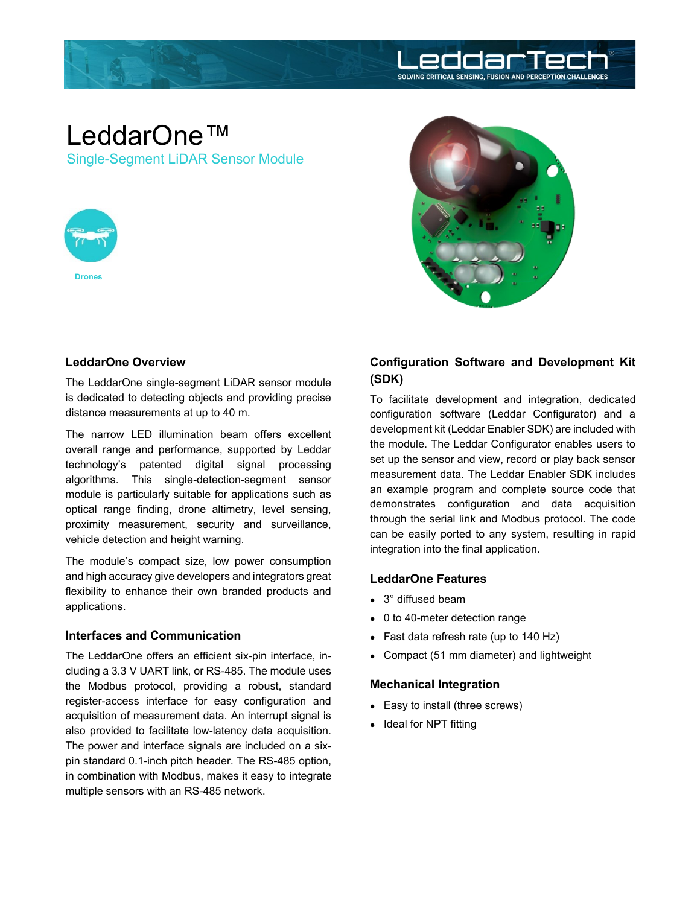# LeddarOne™

Single-Segment LiDAR Sensor Module

Drones

## LeddarOne Overview

The LeddarOne single-segment LiDAR sensor module is dedicated to detecting objects and providing precise distance measurements at up to 40 m.

The narrow LED illumination beam offers excellent overall range and performance, supported by Leddar technology's patented digital signal processing algorithms. This single-detection-segment sensor module is particularly suitable for applications such as optical range finding, drone altimetry, level sensing, proximity measurement, security and surveillance, vehicle detection and height warning.

The module's compact size, low power consumption and high accuracy give developers and integrators great flexibility to enhance their own branded products and applications.

## Interfaces and Communication

The LeddarOne offers an efficient six-pin interface, including a 3.3 V UART link, or RS-485. The module uses the Modbus protocol, providing a robust, standard register-access interface for easy configuration and acquisition of measurement data. An interrupt signal is also provided to facilitate low-latency data acquisition. The power and interface signals are included on a six-pin standard 0.1-inch pitch header. The RS-485 option, in combination with Modbus, makes it easy to integrate multiple sensors with an RS-485 network.

## Configuration Software and Development Kit (SDK)

To facilitate development and integration, dedicated configuration software (Leddar Configurator) and a development kit (Leddar Enabler SDK) are included with the module. The Leddar Configurator enables users to set up the sensor and view, record or play back sensor measurement data. The Leddar Enabler SDK includes an example program and complete source code that demonstrates configuration and data acquisition through the serial link and Modbus protocol. The code can be easily ported to any system, resulting in rapid integration into the final application.

## LeddarOne Features

- 3° diffused beam
- 0 to 40-meter detection range
- Fast data refresh rate (up to 140 Hz)
- Compact (51 mm diameter) and lightweight

## Mechanical Integration

- Easy to install (three screws)
- Ideal for NPT fitting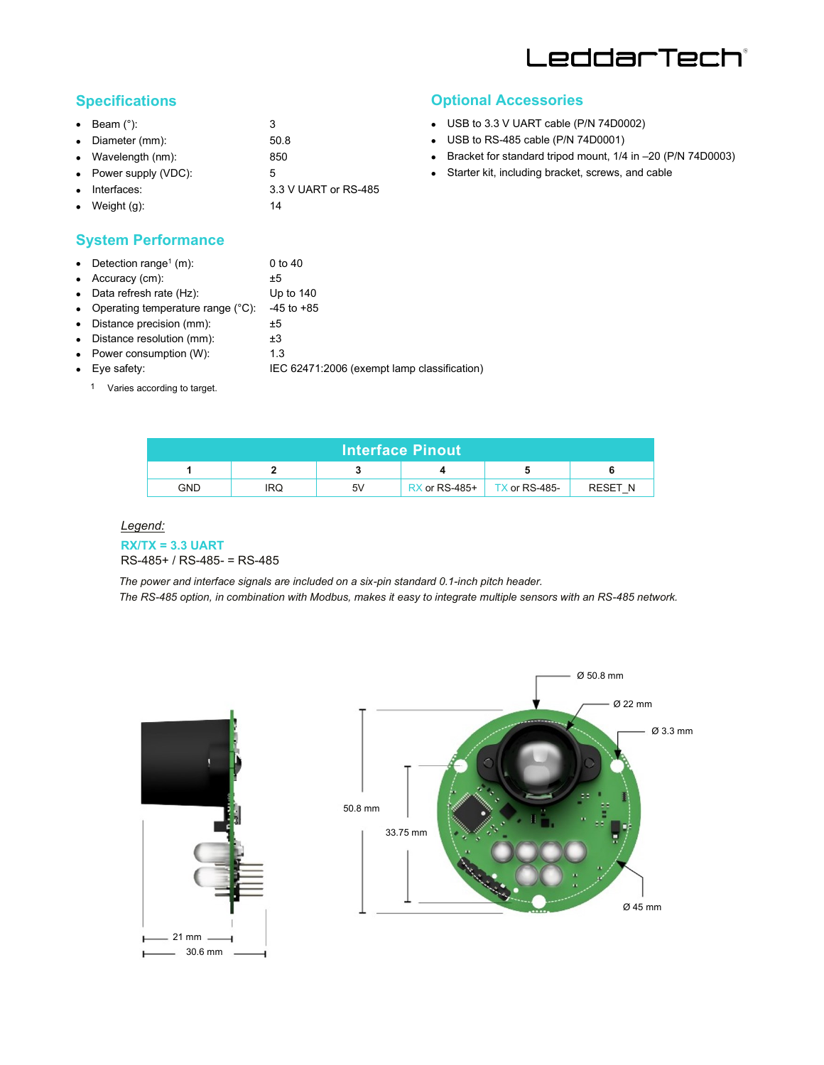## Specifications

- Beam (°): 3
- Diameter (mm): 50.8
- Wavelength (nm): 850
- Power supply (VDC): 5
- Interfaces: 3.3 V UART or RS-485
- Weight (g): 14

## Optional Accessories

- USB to 3.3 V UART cable (P/N 74D0002)
- USB to RS-485 cable (P/N 74D0001)
- Bracket for standard tripod mount, 1/4 in –20 (P/N 74D0003)
- Starter kit, including bracket, screws, and cable

## System Performance

- Detection range[1] (m): 0 to 40
- Accuracy (cm): ±5
- Data refresh rate (Hz): Up to 140
- Operating temperature range (°C): -45 to +85
- Distance precision (mm): ±5
- Distance resolution (mm): ±3
- Power consumption (W): 1.3
- Eye safety: IEC 62471:2006 (exempt lamp classification)

[1] Varies according to target.

| Interface Pinout | | | | | |
|---|---|---|---|---|---|
| 1 | 2 | 3 | 4 | 5 | 6 |
| GND | IRQ | 5V | RX or RS-485+ | TX or RS-485- | RESET_N |

*Legend:*

**RX/TX = 3.3 UART**

RS-485+ / RS-485- = RS-485

*The power and interface signals are included on a six-pin standard 0.1-inch pitch header.*

*The RS-485 option, in combination with Modbus, makes it easy to integrate multiple sensors with an RS-485 network.*

21 mm

30.6 mm

50.8 mm

33.75 mm

Ø 50.8 mm

Ø 22 mm

Ø 3.3 mm

Ø 45 mm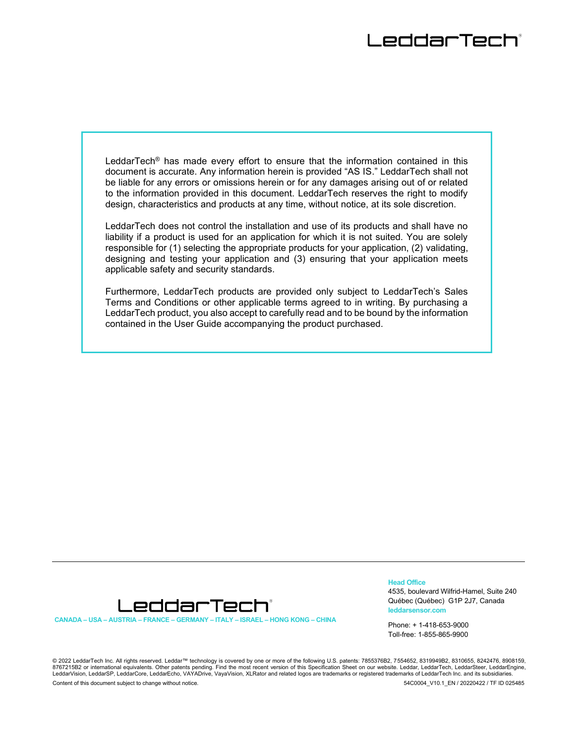LeddarTech® has made every effort to ensure that the information contained in this document is accurate. Any information herein is provided "AS IS." LeddarTech shall not be liable for any errors or omissions herein or for any damages arising out of or related to the information provided in this document. LeddarTech reserves the right to modify design, characteristics and products at any time, without notice, at its sole discretion.

LeddarTech does not control the installation and use of its products and shall have no liability if a product is used for an application for which it is not suited. You are solely responsible for (1) selecting the appropriate products for your application, (2) validating, designing and testing your application and (3) ensuring that your application meets applicable safety and security standards.

Furthermore, LeddarTech products are provided only subject to LeddarTech's Sales Terms and Conditions or other applicable terms agreed to in writing. By purchasing a LeddarTech product, you also accept to carefully read and to be bound by the information contained in the User Guide accompanying the product purchased.

---

LeddarTech®

CANADA – USA – AUSTRIA – FRANCE – GERMANY – ITALY – ISRAEL – HONG KONG – CHINA

**Head Office**
4535, boulevard Wilfrid-Hamel, Suite 240
Québec (Québec) G1P 2J7, Canada
**leddarsensor.com**

Phone: + 1-418-653-9000
Toll-free: 1-855-865-9900

© 2022 LeddarTech Inc. All rights reserved. Leddar™ technology is covered by one or more of the following U.S. patents: 7855376B2, 7554652, 8319949B2, 8310655, 8242476, 8908159, 8767215B2 or international equivalents. Other patents pending. Find the most recent version of this Specification Sheet on our website. Leddar, LeddarTech, LeddarSteer, LeddarEngine, LeddarVision, LeddarSP, LeddarCore, LeddarEcho, VAYADrive, VayaVision, XLRator and related logos are trademarks or registered trademarks of LeddarTech Inc. and its subsidiaries.

Content of this document subject to change without notice.

54C0004_V10.1_EN / 20220422 / TF ID 025485